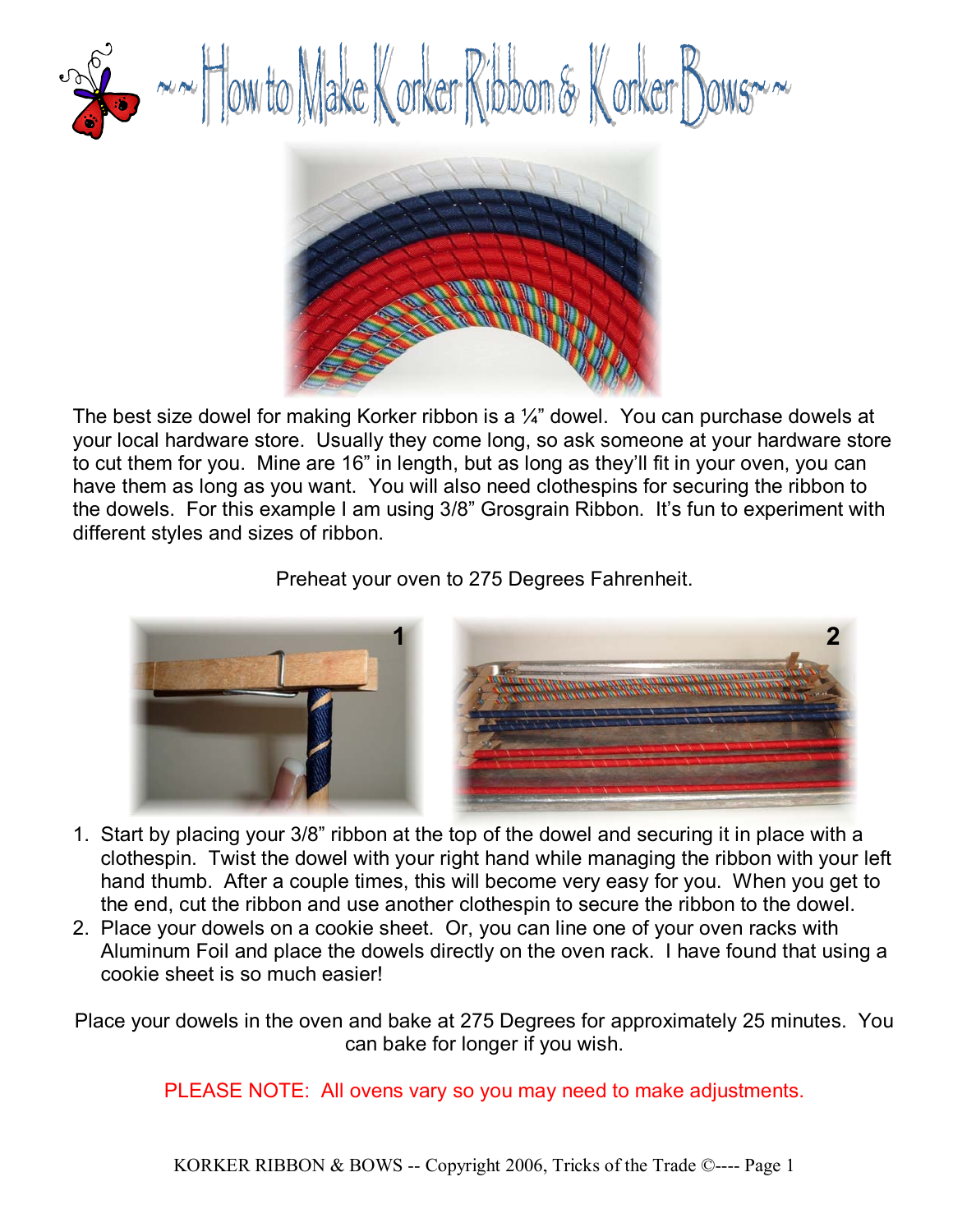# ~~How to Make Korker Ribbon & Korker Bows~~

The best size dowel for making Korker ribbon is a ¼" dowel. You can purchase dowels at your local hardware store. Usually they come long, so ask someone at your hardware store to cut them for you. Mine are 16" in length, but as long as they'll fit in your oven, you can have them as long as you want. You will also need clothespins for securing the ribbon to the dowels. For this example I am using 3/8" Grosgrain Ribbon. It's fun to experiment with different styles and sizes of ribbon.

Preheat your oven to 275 Degrees Fahrenheit.

1. Start by placing your 3/8" ribbon at the top of the dowel and securing it in place with a clothespin. Twist the dowel with your right hand while managing the ribbon with your left hand thumb. After a couple times, this will become very easy for you. When you get to the end, cut the ribbon and use another clothespin to secure the ribbon to the dowel.
2. Place your dowels on a cookie sheet. Or, you can line one of your oven racks with Aluminum Foil and place the dowels directly on the oven rack. I have found that using a cookie sheet is so much easier!

Place your dowels in the oven and bake at 275 Degrees for approximately 25 minutes. You can bake for longer if you wish.

PLEASE NOTE: All ovens vary so you may need to make adjustments.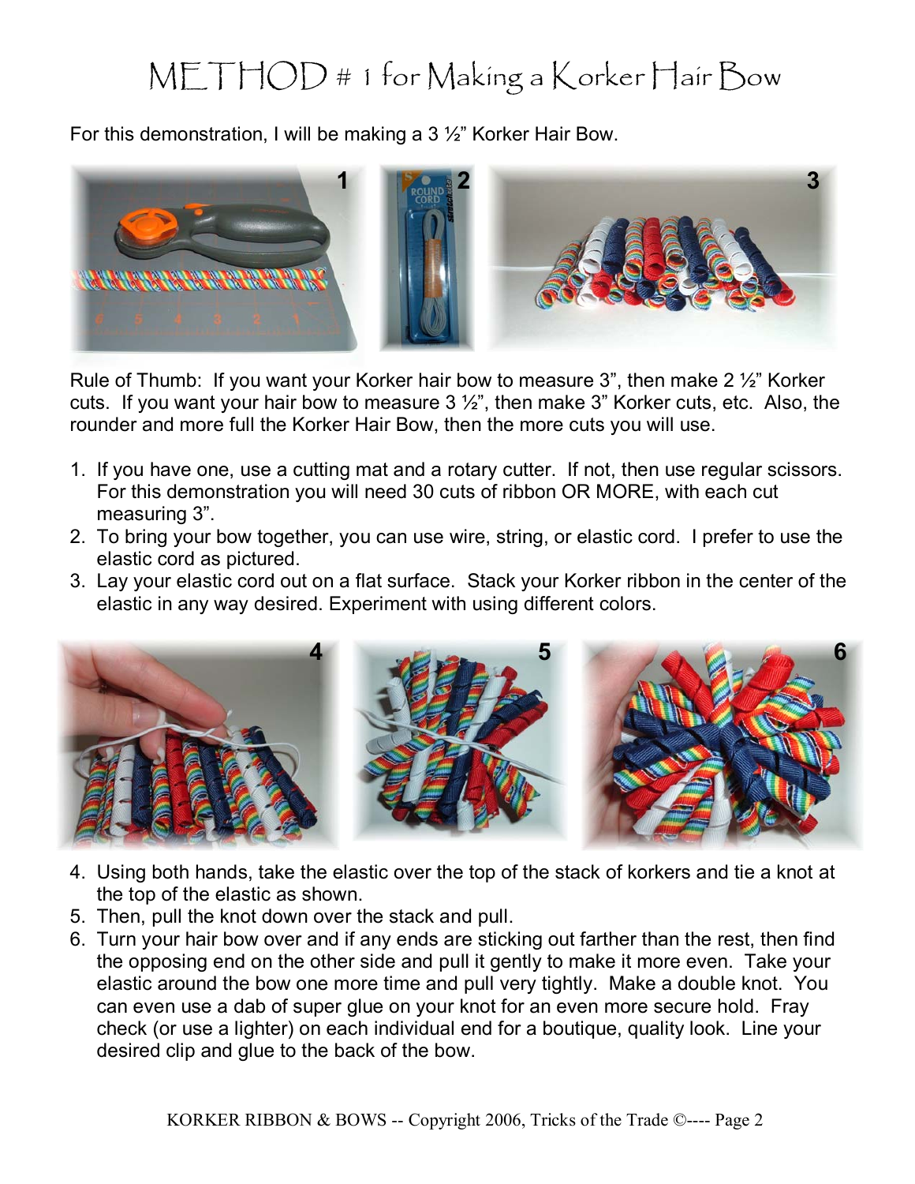# METHOD # 1 for Making a Korker Hair Bow

For this demonstration, I will be making a 3 ½" Korker Hair Bow.

Rule of Thumb: If you want your Korker hair bow to measure 3", then make 2 ½" Korker cuts. If you want your hair bow to measure 3 ½", then make 3" Korker cuts, etc. Also, the rounder and more full the Korker Hair Bow, then the more cuts you will use.

1. If you have one, use a cutting mat and a rotary cutter. If not, then use regular scissors. For this demonstration you will need 30 cuts of ribbon OR MORE, with each cut measuring 3".
2. To bring your bow together, you can use wire, string, or elastic cord. I prefer to use the elastic cord as pictured.
3. Lay your elastic cord out on a flat surface. Stack your Korker ribbon in the center of the elastic in any way desired. Experiment with using different colors.

4. Using both hands, take the elastic over the top of the stack of korkers and tie a knot at the top of the elastic as shown.
5. Then, pull the knot down over the stack and pull.
6. Turn your hair bow over and if any ends are sticking out farther than the rest, then find the opposing end on the other side and pull it gently to make it more even. Take your elastic around the bow one more time and pull very tightly. Make a double knot. You can even use a dab of super glue on your knot for an even more secure hold. Fray check (or use a lighter) on each individual end for a boutique, quality look. Line your desired clip and glue to the back of the bow.

KORKER RIBBON & BOWS -- Copyright 2006, Tricks of the Trade ©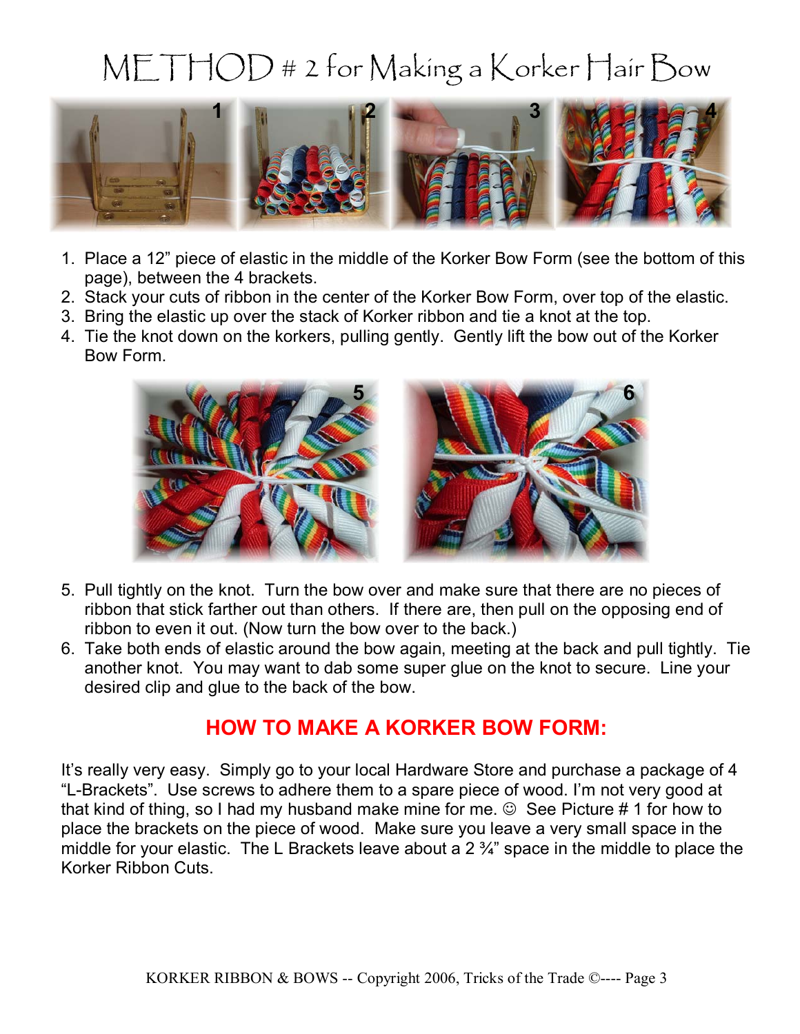# METHOD # 2 for Making a Korker Hair Bow

1. Place a 12" piece of elastic in the middle of the Korker Bow Form (see the bottom of this page), between the 4 brackets.
2. Stack your cuts of ribbon in the center of the Korker Bow Form, over top of the elastic.
3. Bring the elastic up over the stack of Korker ribbon and tie a knot at the top.
4. Tie the knot down on the korkers, pulling gently. Gently lift the bow out of the Korker Bow Form.

5. Pull tightly on the knot. Turn the bow over and make sure that there are no pieces of ribbon that stick farther out than others. If there are, then pull on the opposing end of ribbon to even it out. (Now turn the bow over to the back.)
6. Take both ends of elastic around the bow again, meeting at the back and pull tightly. Tie another knot. You may want to dab some super glue on the knot to secure. Line your desired clip and glue to the back of the bow.

## HOW TO MAKE A KORKER BOW FORM:

It's really very easy. Simply go to your local Hardware Store and purchase a package of 4 "L-Brackets". Use screws to adhere them to a spare piece of wood. I'm not very good at that kind of thing, so I had my husband make mine for me. ☺ See Picture # 1 for how to place the brackets on the piece of wood. Make sure you leave a very small space in the middle for your elastic. The L Brackets leave about a 2 ¾" space in the middle to place the Korker Ribbon Cuts.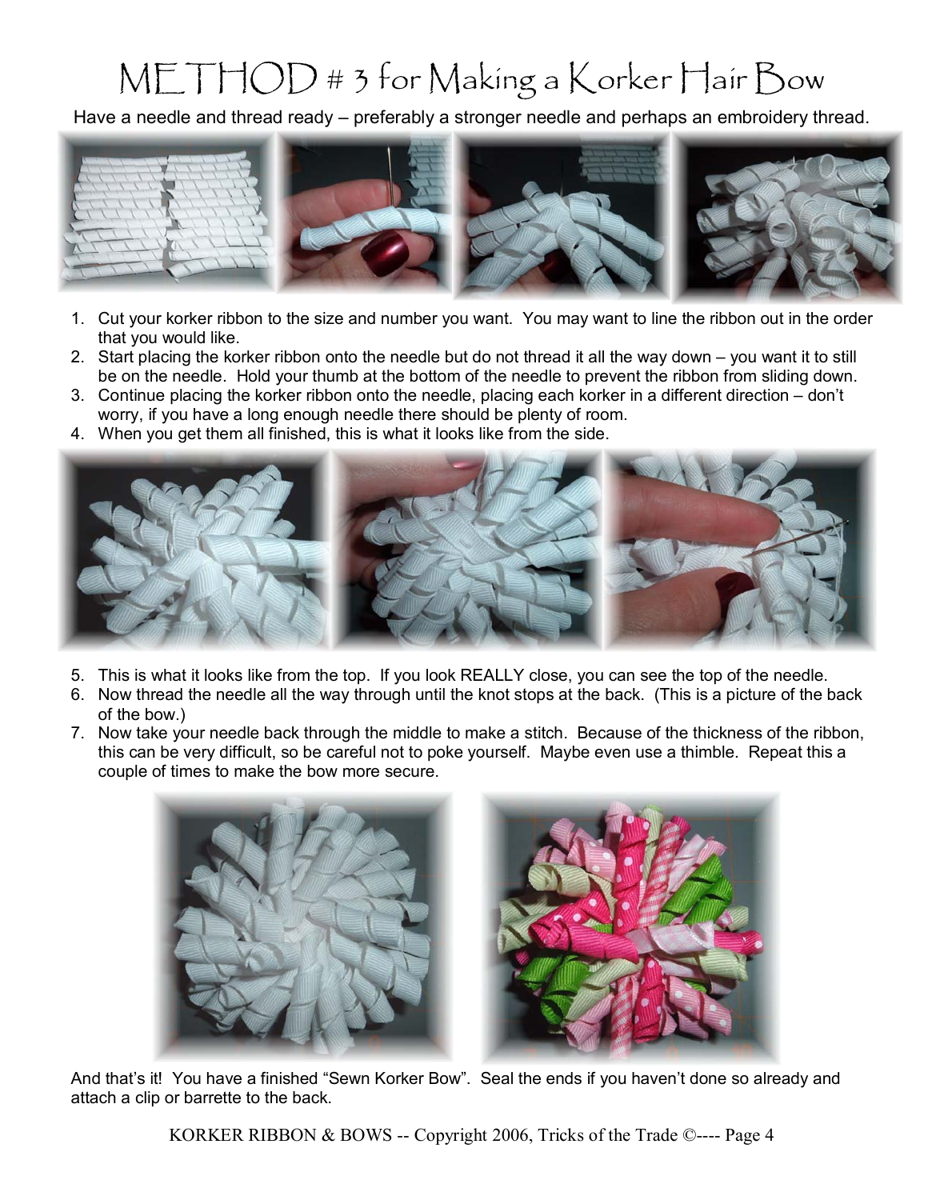# METHOD # 3 for Making a Korker Hair Bow

Have a needle and thread ready – preferably a stronger needle and perhaps an embroidery thread.

1. Cut your korker ribbon to the size and number you want. You may want to line the ribbon out in the order that you would like.
2. Start placing the korker ribbon onto the needle but do not thread it all the way down – you want it to still be on the needle. Hold your thumb at the bottom of the needle to prevent the ribbon from sliding down.
3. Continue placing the korker ribbon onto the needle, placing each korker in a different direction – don't worry, if you have a long enough needle there should be plenty of room.
4. When you get them all finished, this is what it looks like from the side.
5. This is what it looks like from the top. If you look REALLY close, you can see the top of the needle.
6. Now thread the needle all the way through until the knot stops at the back. (This is a picture of the back of the bow.)
7. Now take your needle back through the middle to make a stitch. Because of the thickness of the ribbon, this can be very difficult, so be careful not to poke yourself. Maybe even use a thimble. Repeat this a couple of times to make the bow more secure.

And that's it! You have a finished "Sewn Korker Bow". Seal the ends if you haven't done so already and attach a clip or barrette to the back.

KORKER RIBBON & BOWS -- Copyright 2006, Tricks of the Trade ©